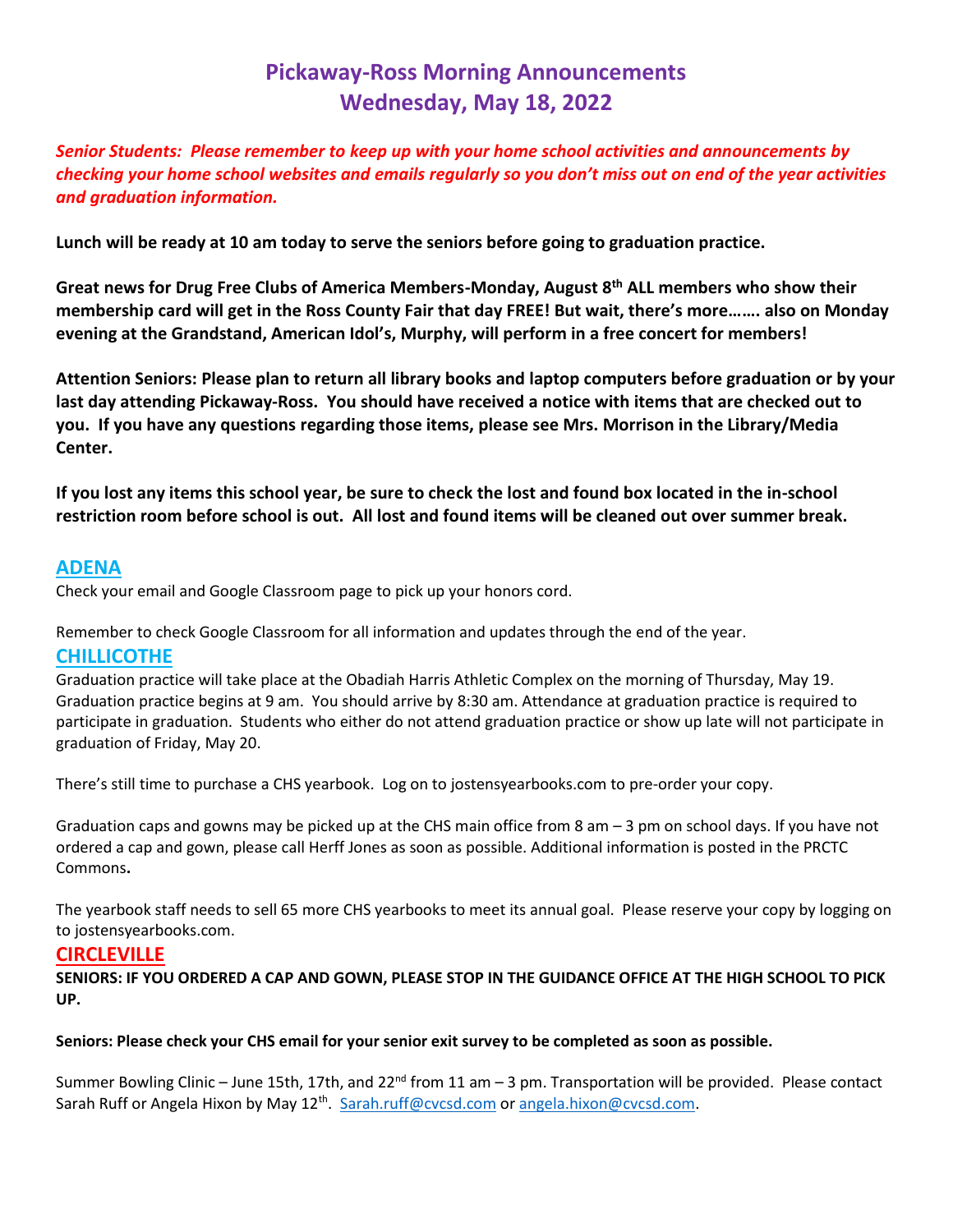# Pickaway-Ross Morning Announcements
# Wednesday, May 18, 2022

***Senior Students: Please remember to keep up with your home school activities and announcements by checking your home school websites and emails regularly so you don't miss out on end of the year activities and graduation information.***

**Lunch will be ready at 10 am today to serve the seniors before going to graduation practice.**

**Great news for Drug Free Clubs of America Members-Monday, August 8th ALL members who show their membership card will get in the Ross County Fair that day FREE! But wait, there's more……. also on Monday evening at the Grandstand, American Idol's, Murphy, will perform in a free concert for members!**

**Attention Seniors: Please plan to return all library books and laptop computers before graduation or by your last day attending Pickaway-Ross. You should have received a notice with items that are checked out to you. If you have any questions regarding those items, please see Mrs. Morrison in the Library/Media Center.**

**If you lost any items this school year, be sure to check the lost and found box located in the in-school restriction room before school is out. All lost and found items will be cleaned out over summer break.**

## ADENA

Check your email and Google Classroom page to pick up your honors cord.

Remember to check Google Classroom for all information and updates through the end of the year.

## CHILLICOTHE

Graduation practice will take place at the Obadiah Harris Athletic Complex on the morning of Thursday, May 19. Graduation practice begins at 9 am. You should arrive by 8:30 am. Attendance at graduation practice is required to participate in graduation. Students who either do not attend graduation practice or show up late will not participate in graduation of Friday, May 20.

There's still time to purchase a CHS yearbook. Log on to jostensyearbooks.com to pre-order your copy.

Graduation caps and gowns may be picked up at the CHS main office from 8 am – 3 pm on school days. If you have not ordered a cap and gown, please call Herff Jones as soon as possible. Additional information is posted in the PRCTC Commons**.**

The yearbook staff needs to sell 65 more CHS yearbooks to meet its annual goal. Please reserve your copy by logging on to jostensyearbooks.com.

## CIRCLEVILLE

**SENIORS: IF YOU ORDERED A CAP AND GOWN, PLEASE STOP IN THE GUIDANCE OFFICE AT THE HIGH SCHOOL TO PICK UP.**

**Seniors: Please check your CHS email for your senior exit survey to be completed as soon as possible.**

Summer Bowling Clinic – June 15th, 17th, and 22nd from 11 am – 3 pm. Transportation will be provided. Please contact Sarah Ruff or Angela Hixon by May 12th. Sarah.ruff@cvcsd.com or angela.hixon@cvcsd.com.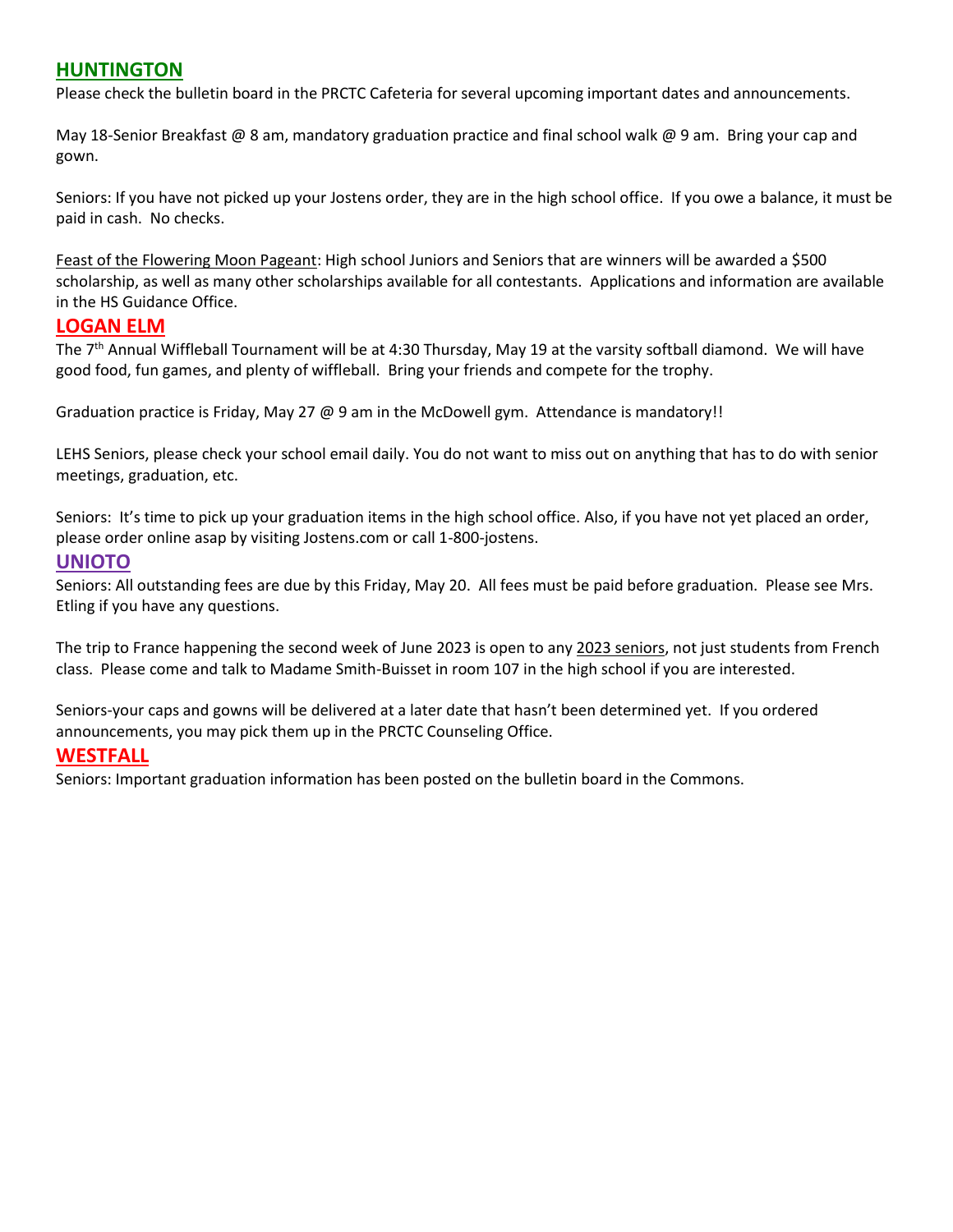## HUNTINGTON

Please check the bulletin board in the PRCTC Cafeteria for several upcoming important dates and announcements.

May 18-Senior Breakfast @ 8 am, mandatory graduation practice and final school walk @ 9 am. Bring your cap and gown.

Seniors: If you have not picked up your Jostens order, they are in the high school office. If you owe a balance, it must be paid in cash. No checks.

Feast of the Flowering Moon Pageant: High school Juniors and Seniors that are winners will be awarded a $500 scholarship, as well as many other scholarships available for all contestants. Applications and information are available in the HS Guidance Office.

## LOGAN ELM

The 7th Annual Wiffleball Tournament will be at 4:30 Thursday, May 19 at the varsity softball diamond. We will have good food, fun games, and plenty of wiffleball. Bring your friends and compete for the trophy.

Graduation practice is Friday, May 27 @ 9 am in the McDowell gym. Attendance is mandatory!!

LEHS Seniors, please check your school email daily. You do not want to miss out on anything that has to do with senior meetings, graduation, etc.

Seniors: It's time to pick up your graduation items in the high school office. Also, if you have not yet placed an order, please order online asap by visiting Jostens.com or call 1-800-jostens.

## UNIOTO

Seniors: All outstanding fees are due by this Friday, May 20. All fees must be paid before graduation. Please see Mrs. Etling if you have any questions.

The trip to France happening the second week of June 2023 is open to any 2023 seniors, not just students from French class. Please come and talk to Madame Smith-Buisset in room 107 in the high school if you are interested.

Seniors-your caps and gowns will be delivered at a later date that hasn't been determined yet. If you ordered announcements, you may pick them up in the PRCTC Counseling Office.

## WESTFALL

Seniors: Important graduation information has been posted on the bulletin board in the Commons.